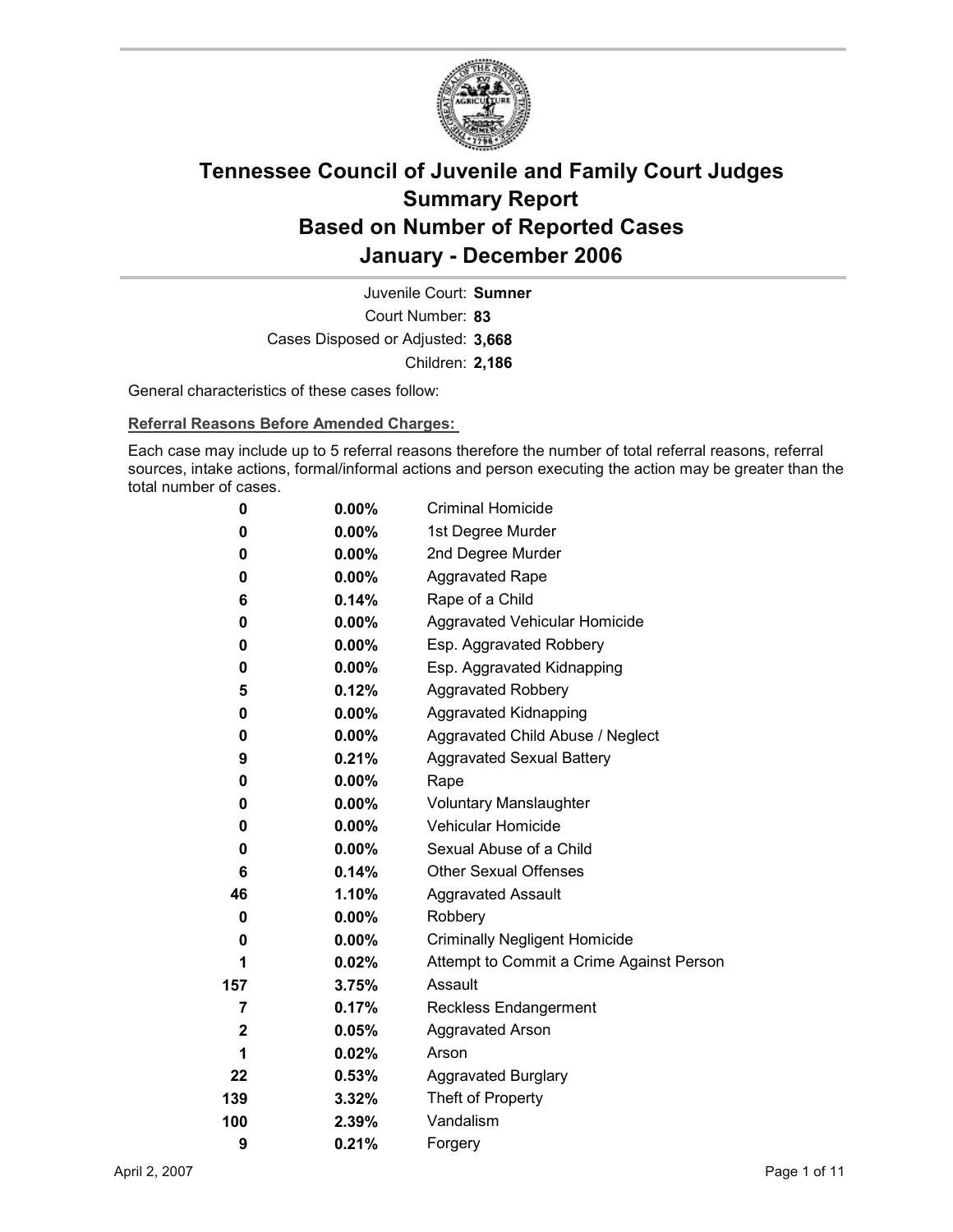# Tennessee Council of Juvenile and Family Court Judges
# Summary Report
# Based on Number of Reported Cases
# January - December 2006

Juvenile Court: **Sumner**

Court Number: **83**

Cases Disposed or Adjusted: **3,668**

Children: **2,186**

General characteristics of these cases follow:

**Referral Reasons Before Amended Charges:**

Each case may include up to 5 referral reasons therefore the number of total referral reasons, referral sources, intake actions, formal/informal actions and person executing the action may be greater than the total number of cases.

| Count | Percent | Referral Reason |
|---|---|---|
| 0 | 0.00% | Criminal Homicide |
| 0 | 0.00% | 1st Degree Murder |
| 0 | 0.00% | 2nd Degree Murder |
| 0 | 0.00% | Aggravated Rape |
| 6 | 0.14% | Rape of a Child |
| 0 | 0.00% | Aggravated Vehicular Homicide |
| 0 | 0.00% | Esp. Aggravated Robbery |
| 0 | 0.00% | Esp. Aggravated Kidnapping |
| 5 | 0.12% | Aggravated Robbery |
| 0 | 0.00% | Aggravated Kidnapping |
| 0 | 0.00% | Aggravated Child Abuse / Neglect |
| 9 | 0.21% | Aggravated Sexual Battery |
| 0 | 0.00% | Rape |
| 0 | 0.00% | Voluntary Manslaughter |
| 0 | 0.00% | Vehicular Homicide |
| 0 | 0.00% | Sexual Abuse of a Child |
| 6 | 0.14% | Other Sexual Offenses |
| 46 | 1.10% | Aggravated Assault |
| 0 | 0.00% | Robbery |
| 0 | 0.00% | Criminally Negligent Homicide |
| 1 | 0.02% | Attempt to Commit a Crime Against Person |
| 157 | 3.75% | Assault |
| 7 | 0.17% | Reckless Endangerment |
| 2 | 0.05% | Aggravated Arson |
| 1 | 0.02% | Arson |
| 22 | 0.53% | Aggravated Burglary |
| 139 | 3.32% | Theft of Property |
| 100 | 2.39% | Vandalism |
| 9 | 0.21% | Forgery |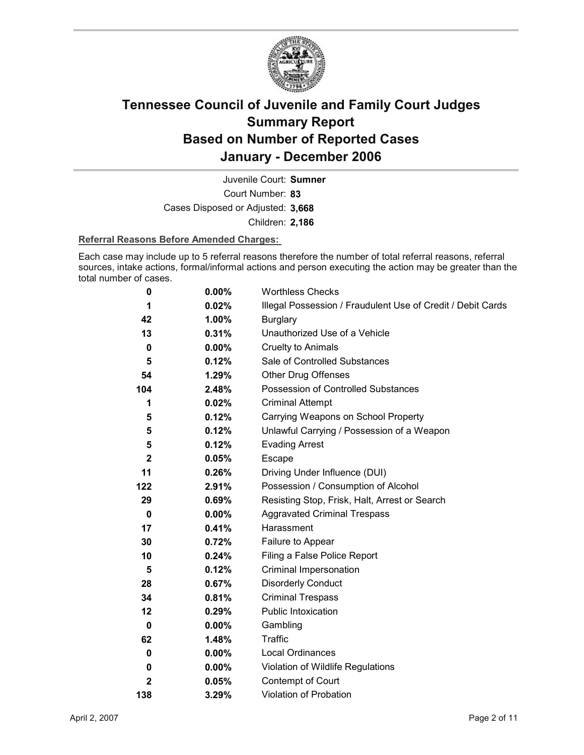# Tennessee Council of Juvenile and Family Court Judges Summary Report Based on Number of Reported Cases January - December 2006

Juvenile Court: **Sumner**

Court Number: **83**

Cases Disposed or Adjusted: **3,668**

Children: **2,186**

**Referral Reasons Before Amended Charges:**

Each case may include up to 5 referral reasons therefore the number of total referral reasons, referral sources, intake actions, formal/informal actions and person executing the action may be greater than the total number of cases.

| Count | Percent | Referral Reason |
|---|---|---|
| 0 | 0.00% | Worthless Checks |
| 1 | 0.02% | Illegal Possession / Fraudulent Use of Credit / Debit Cards |
| 42 | 1.00% | Burglary |
| 13 | 0.31% | Unauthorized Use of a Vehicle |
| 0 | 0.00% | Cruelty to Animals |
| 5 | 0.12% | Sale of Controlled Substances |
| 54 | 1.29% | Other Drug Offenses |
| 104 | 2.48% | Possession of Controlled Substances |
| 1 | 0.02% | Criminal Attempt |
| 5 | 0.12% | Carrying Weapons on School Property |
| 5 | 0.12% | Unlawful Carrying / Possession of a Weapon |
| 5 | 0.12% | Evading Arrest |
| 2 | 0.05% | Escape |
| 11 | 0.26% | Driving Under Influence (DUI) |
| 122 | 2.91% | Possession / Consumption of Alcohol |
| 29 | 0.69% | Resisting Stop, Frisk, Halt, Arrest or Search |
| 0 | 0.00% | Aggravated Criminal Trespass |
| 17 | 0.41% | Harassment |
| 30 | 0.72% | Failure to Appear |
| 10 | 0.24% | Filing a False Police Report |
| 5 | 0.12% | Criminal Impersonation |
| 28 | 0.67% | Disorderly Conduct |
| 34 | 0.81% | Criminal Trespass |
| 12 | 0.29% | Public Intoxication |
| 0 | 0.00% | Gambling |
| 62 | 1.48% | Traffic |
| 0 | 0.00% | Local Ordinances |
| 0 | 0.00% | Violation of Wildlife Regulations |
| 2 | 0.05% | Contempt of Court |
| 138 | 3.29% | Violation of Probation |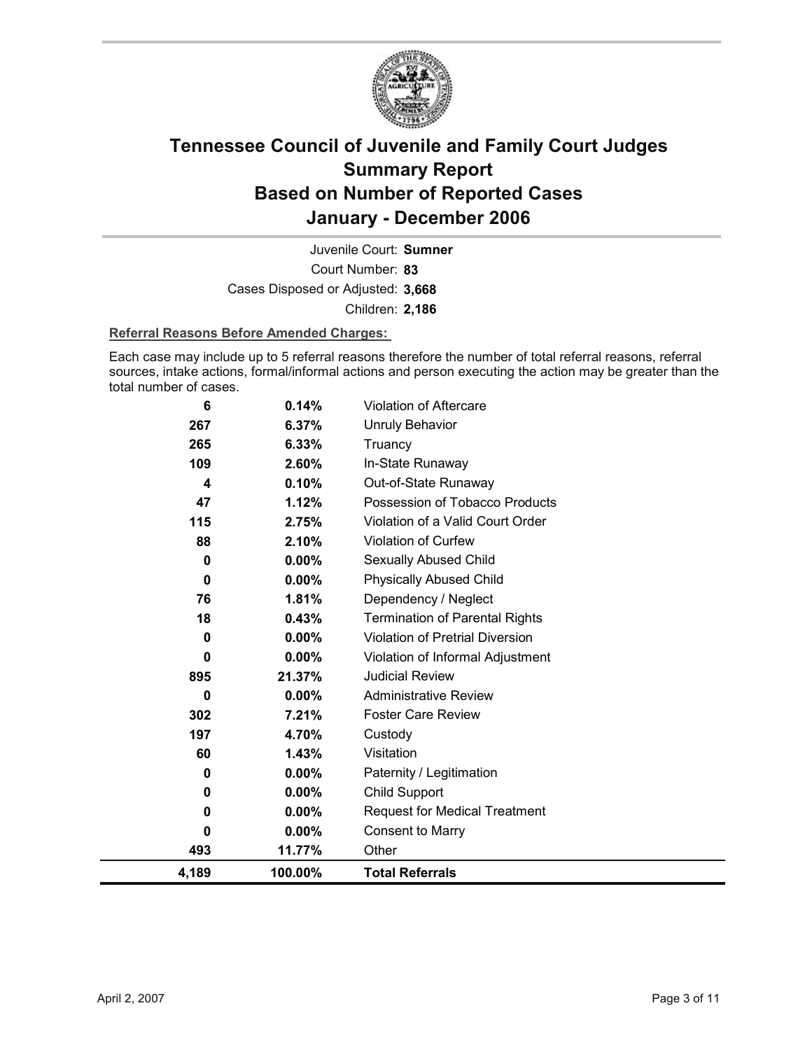# Tennessee Council of Juvenile and Family Court Judges
# Summary Report
# Based on Number of Reported Cases
# January - December 2006

Juvenile Court: **Sumner**

Court Number: **83**

Cases Disposed or Adjusted: **3,668**

Children: **2,186**

**Referral Reasons Before Amended Charges:**

Each case may include up to 5 referral reasons therefore the number of total referral reasons, referral sources, intake actions, formal/informal actions and person executing the action may be greater than the total number of cases.

| Count | Percent | Referral Reason |
|---|---|---|
| 6 | 0.14% | Violation of Aftercare |
| 267 | 6.37% | Unruly Behavior |
| 265 | 6.33% | Truancy |
| 109 | 2.60% | In-State Runaway |
| 4 | 0.10% | Out-of-State Runaway |
| 47 | 1.12% | Possession of Tobacco Products |
| 115 | 2.75% | Violation of a Valid Court Order |
| 88 | 2.10% | Violation of Curfew |
| 0 | 0.00% | Sexually Abused Child |
| 0 | 0.00% | Physically Abused Child |
| 76 | 1.81% | Dependency / Neglect |
| 18 | 0.43% | Termination of Parental Rights |
| 0 | 0.00% | Violation of Pretrial Diversion |
| 0 | 0.00% | Violation of Informal Adjustment |
| 895 | 21.37% | Judicial Review |
| 0 | 0.00% | Administrative Review |
| 302 | 7.21% | Foster Care Review |
| 197 | 4.70% | Custody |
| 60 | 1.43% | Visitation |
| 0 | 0.00% | Paternity / Legitimation |
| 0 | 0.00% | Child Support |
| 0 | 0.00% | Request for Medical Treatment |
| 0 | 0.00% | Consent to Marry |
| 493 | 11.77% | Other |
| **4,189** | **100.00%** | **Total Referrals** |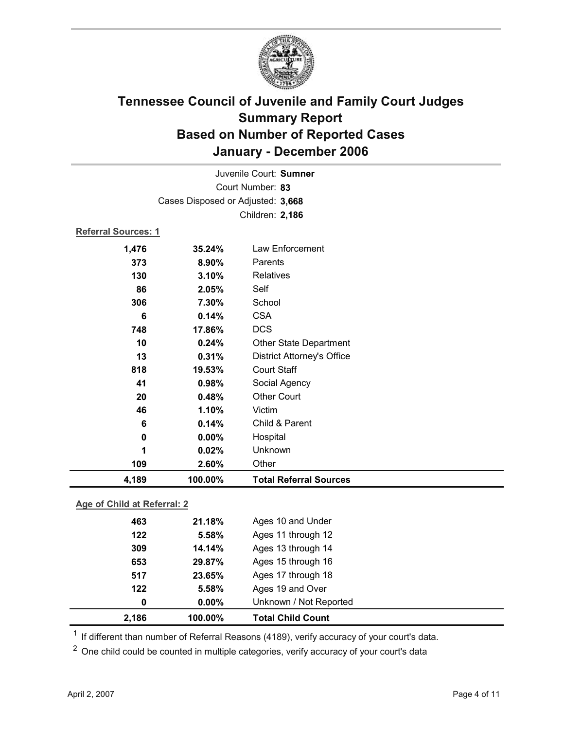# Tennessee Council of Juvenile and Family Court Judges
## Summary Report
## Based on Number of Reported Cases
## January - December 2006

Juvenile Court: **Sumner**

Court Number: **83**

Cases Disposed or Adjusted: **3,668**

Children: **2,186**

**Referral Sources: 1**

| Count | Percent | Source |
|---|---|---|
| 1,476 | 35.24% | Law Enforcement |
| 373 | 8.90% | Parents |
| 130 | 3.10% | Relatives |
| 86 | 2.05% | Self |
| 306 | 7.30% | School |
| 6 | 0.14% | CSA |
| 748 | 17.86% | DCS |
| 10 | 0.24% | Other State Department |
| 13 | 0.31% | District Attorney's Office |
| 818 | 19.53% | Court Staff |
| 41 | 0.98% | Social Agency |
| 20 | 0.48% | Other Court |
| 46 | 1.10% | Victim |
| 6 | 0.14% | Child & Parent |
| 0 | 0.00% | Hospital |
| 1 | 0.02% | Unknown |
| 109 | 2.60% | Other |
| **4,189** | **100.00%** | **Total Referral Sources** |

**Age of Child at Referral: 2**

| Count | Percent | Age |
|---|---|---|
| 463 | 21.18% | Ages 10 and Under |
| 122 | 5.58% | Ages 11 through 12 |
| 309 | 14.14% | Ages 13 through 14 |
| 653 | 29.87% | Ages 15 through 16 |
| 517 | 23.65% | Ages 17 through 18 |
| 122 | 5.58% | Ages 19 and Over |
| 0 | 0.00% | Unknown / Not Reported |
| **2,186** | **100.00%** | **Total Child Count** |

[1] If different than number of Referral Reasons (4189), verify accuracy of your court's data.

[2] One child could be counted in multiple categories, verify accuracy of your court's data

April 2, 2007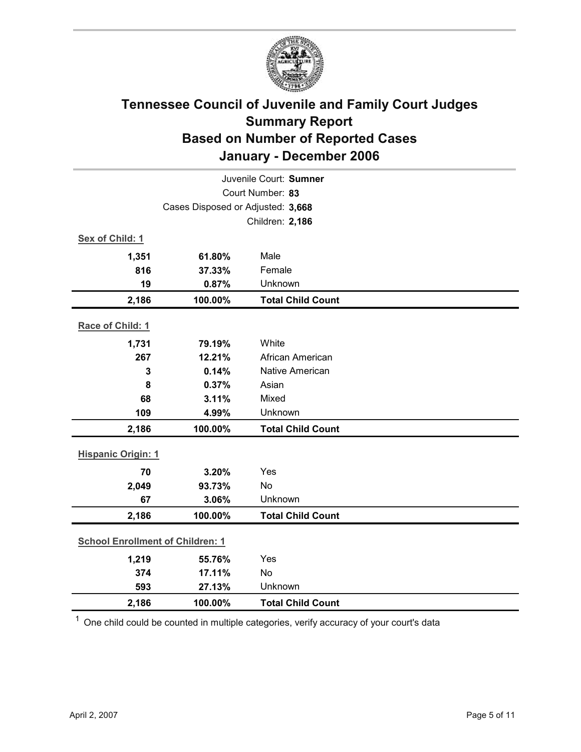# Tennessee Council of Juvenile and Family Court Judges
## Summary Report
## Based on Number of Reported Cases
## January - December 2006

Juvenile Court: **Sumner**
Court Number: **83**
Cases Disposed or Adjusted: **3,668**
Children: **2,186**

**Sex of Child: 1**

| | | |
|---|---|---|
| **1,351** | **61.80%** | Male |
| **816** | **37.33%** | Female |
| **19** | **0.87%** | Unknown |
| **2,186** | **100.00%** | **Total Child Count** |

**Race of Child: 1**

| | | |
|---|---|---|
| **1,731** | **79.19%** | White |
| **267** | **12.21%** | African American |
| **3** | **0.14%** | Native American |
| **8** | **0.37%** | Asian |
| **68** | **3.11%** | Mixed |
| **109** | **4.99%** | Unknown |
| **2,186** | **100.00%** | **Total Child Count** |

**Hispanic Origin: 1**

| | | |
|---|---|---|
| **70** | **3.20%** | Yes |
| **2,049** | **93.73%** | No |
| **67** | **3.06%** | Unknown |
| **2,186** | **100.00%** | **Total Child Count** |

**School Enrollment of Children: 1**

| | | |
|---|---|---|
| **1,219** | **55.76%** | Yes |
| **374** | **17.11%** | No |
| **593** | **27.13%** | Unknown |
| **2,186** | **100.00%** | **Total Child Count** |

[1] One child could be counted in multiple categories, verify accuracy of your court's data

April 2, 2007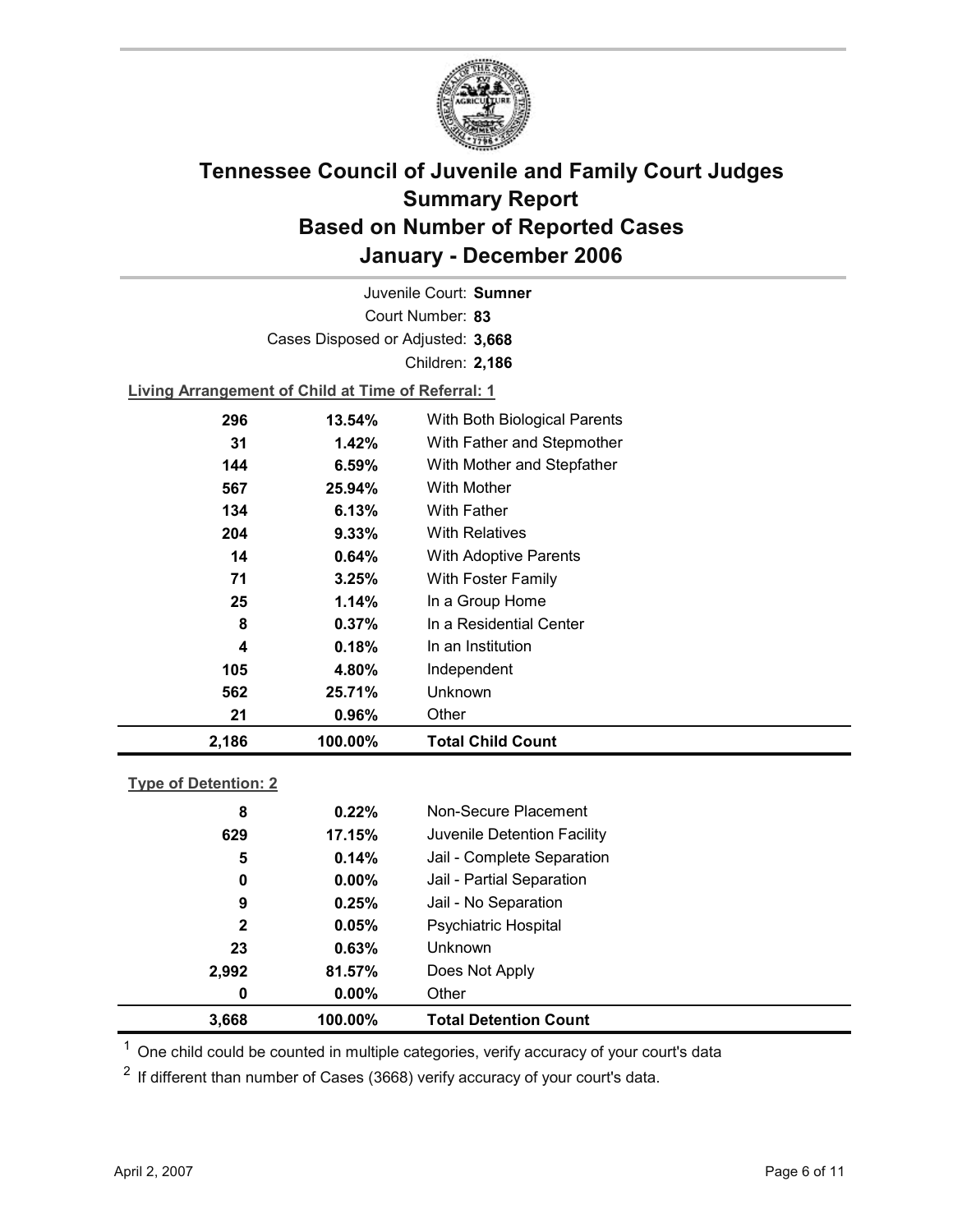# Tennessee Council of Juvenile and Family Court Judges
## Summary Report
## Based on Number of Reported Cases
## January - December 2006

Juvenile Court: **Sumner**

Court Number: **83**

Cases Disposed or Adjusted: **3,668**

Children: **2,186**

**Living Arrangement of Child at Time of Referral: 1**

| Count | Percent | Category |
|---|---|---|
| 296 | 13.54% | With Both Biological Parents |
| 31 | 1.42% | With Father and Stepmother |
| 144 | 6.59% | With Mother and Stepfather |
| 567 | 25.94% | With Mother |
| 134 | 6.13% | With Father |
| 204 | 9.33% | With Relatives |
| 14 | 0.64% | With Adoptive Parents |
| 71 | 3.25% | With Foster Family |
| 25 | 1.14% | In a Group Home |
| 8 | 0.37% | In a Residential Center |
| 4 | 0.18% | In an Institution |
| 105 | 4.80% | Independent |
| 562 | 25.71% | Unknown |
| 21 | 0.96% | Other |
| **2,186** | **100.00%** | **Total Child Count** |

**Type of Detention: 2**

| Count | Percent | Category |
|---|---|---|
| 8 | 0.22% | Non-Secure Placement |
| 629 | 17.15% | Juvenile Detention Facility |
| 5 | 0.14% | Jail - Complete Separation |
| 0 | 0.00% | Jail - Partial Separation |
| 9 | 0.25% | Jail - No Separation |
| 2 | 0.05% | Psychiatric Hospital |
| 23 | 0.63% | Unknown |
| 2,992 | 81.57% | Does Not Apply |
| 0 | 0.00% | Other |
| **3,668** | **100.00%** | **Total Detention Count** |

[1] One child could be counted in multiple categories, verify accuracy of your court's data

[2] If different than number of Cases (3668) verify accuracy of your court's data.

April 2, 2007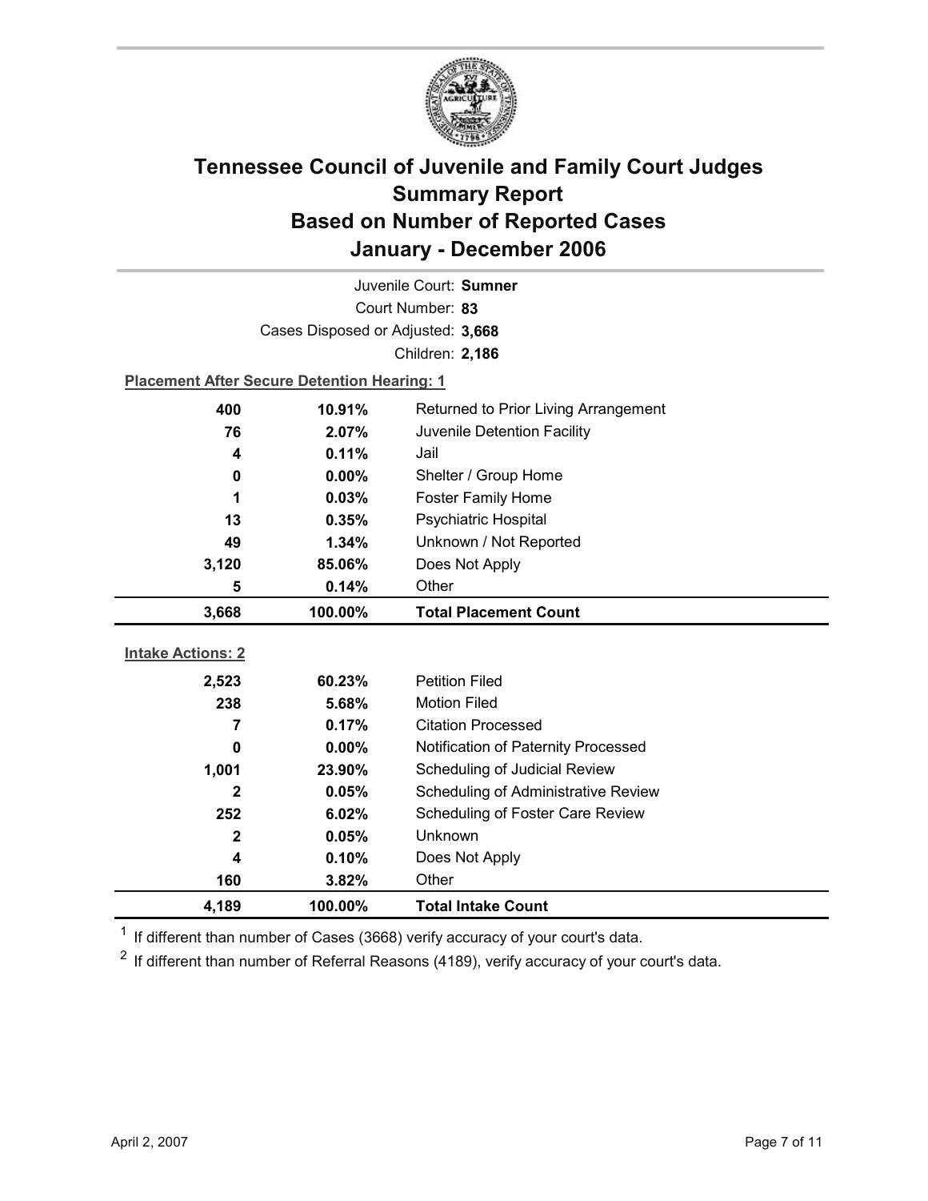# Tennessee Council of Juvenile and Family Court Judges Summary Report Based on Number of Reported Cases January - December 2006

Juvenile Court: **Sumner**

Court Number: **83**

Cases Disposed or Adjusted: **3,668**

Children: **2,186**

**Placement After Secure Detention Hearing: 1**

| Count | Percent | Placement |
|---|---|---|
| 400 | 10.91% | Returned to Prior Living Arrangement |
| 76 | 2.07% | Juvenile Detention Facility |
| 4 | 0.11% | Jail |
| 0 | 0.00% | Shelter / Group Home |
| 1 | 0.03% | Foster Family Home |
| 13 | 0.35% | Psychiatric Hospital |
| 49 | 1.34% | Unknown / Not Reported |
| 3,120 | 85.06% | Does Not Apply |
| 5 | 0.14% | Other |
| **3,668** | **100.00%** | **Total Placement Count** |

**Intake Actions: 2**

| Count | Percent | Intake Action |
|---|---|---|
| 2,523 | 60.23% | Petition Filed |
| 238 | 5.68% | Motion Filed |
| 7 | 0.17% | Citation Processed |
| 0 | 0.00% | Notification of Paternity Processed |
| 1,001 | 23.90% | Scheduling of Judicial Review |
| 2 | 0.05% | Scheduling of Administrative Review |
| 252 | 6.02% | Scheduling of Foster Care Review |
| 2 | 0.05% | Unknown |
| 4 | 0.10% | Does Not Apply |
| 160 | 3.82% | Other |
| **4,189** | **100.00%** | **Total Intake Count** |

[1] If different than number of Cases (3668) verify accuracy of your court's data.

[2] If different than number of Referral Reasons (4189), verify accuracy of your court's data.

April 2, 2007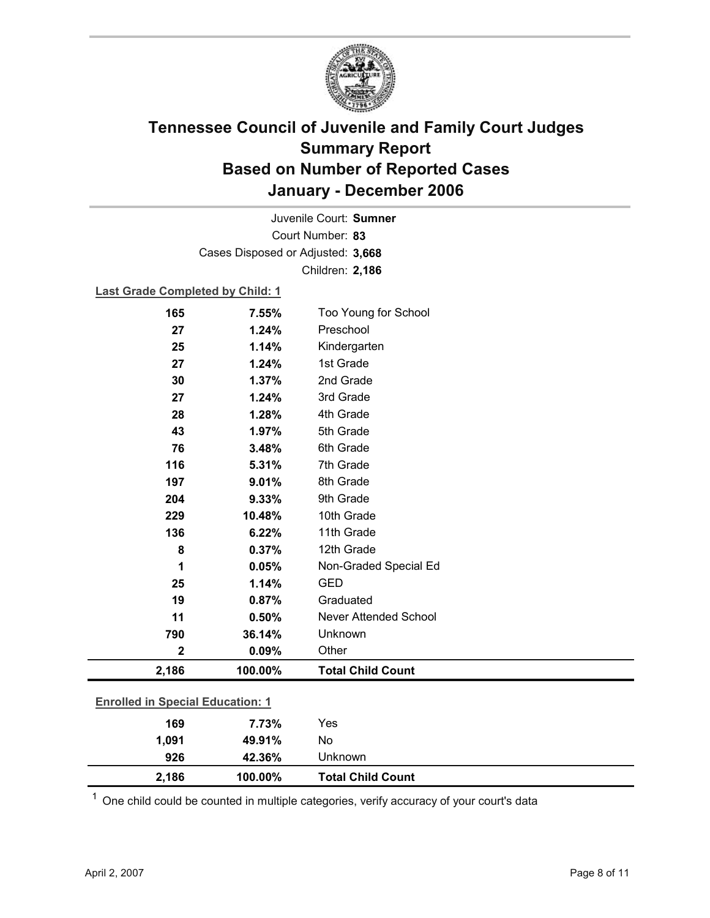# Tennessee Council of Juvenile and Family Court Judges Summary Report Based on Number of Reported Cases January - December 2006

Juvenile Court: **Sumner**

Court Number: **83**

Cases Disposed or Adjusted: **3,668**

Children: **2,186**

**Last Grade Completed by Child: 1**

| Count | Percent | Category |
|---|---|---|
| 165 | 7.55% | Too Young for School |
| 27 | 1.24% | Preschool |
| 25 | 1.14% | Kindergarten |
| 27 | 1.24% | 1st Grade |
| 30 | 1.37% | 2nd Grade |
| 27 | 1.24% | 3rd Grade |
| 28 | 1.28% | 4th Grade |
| 43 | 1.97% | 5th Grade |
| 76 | 3.48% | 6th Grade |
| 116 | 5.31% | 7th Grade |
| 197 | 9.01% | 8th Grade |
| 204 | 9.33% | 9th Grade |
| 229 | 10.48% | 10th Grade |
| 136 | 6.22% | 11th Grade |
| 8 | 0.37% | 12th Grade |
| 1 | 0.05% | Non-Graded Special Ed |
| 25 | 1.14% | GED |
| 19 | 0.87% | Graduated |
| 11 | 0.50% | Never Attended School |
| 790 | 36.14% | Unknown |
| 2 | 0.09% | Other |
| **2,186** | **100.00%** | **Total Child Count** |

**Enrolled in Special Education: 1**

| Count | Percent | Category |
|---|---|---|
| 169 | 7.73% | Yes |
| 1,091 | 49.91% | No |
| 926 | 42.36% | Unknown |
| **2,186** | **100.00%** | **Total Child Count** |

[1] One child could be counted in multiple categories, verify accuracy of your court's data

April 2, 2007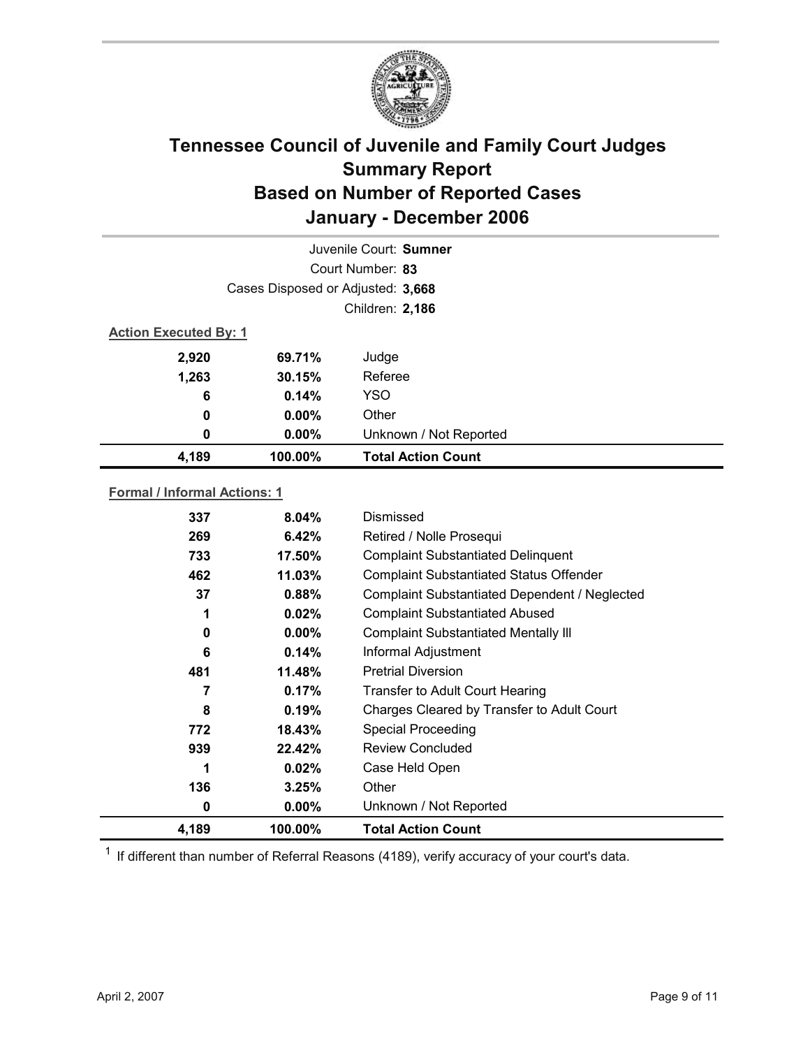# Tennessee Council of Juvenile and Family Court Judges
## Summary Report
## Based on Number of Reported Cases
## January - December 2006

Juvenile Court: **Sumner**
Court Number: **83**
Cases Disposed or Adjusted: **3,668**
Children: **2,186**

**Action Executed By: 1**

| | | |
|---|---|---|
| **2,920** | **69.71%** | Judge |
| **1,263** | **30.15%** | Referee |
| **6** | **0.14%** | YSO |
| **0** | **0.00%** | Other |
| **0** | **0.00%** | Unknown / Not Reported |
| **4,189** | **100.00%** | **Total Action Count** |

**Formal / Informal Actions: 1**

| | | |
|---|---|---|
| **337** | **8.04%** | Dismissed |
| **269** | **6.42%** | Retired / Nolle Prosequi |
| **733** | **17.50%** | Complaint Substantiated Delinquent |
| **462** | **11.03%** | Complaint Substantiated Status Offender |
| **37** | **0.88%** | Complaint Substantiated Dependent / Neglected |
| **1** | **0.02%** | Complaint Substantiated Abused |
| **0** | **0.00%** | Complaint Substantiated Mentally Ill |
| **6** | **0.14%** | Informal Adjustment |
| **481** | **11.48%** | Pretrial Diversion |
| **7** | **0.17%** | Transfer to Adult Court Hearing |
| **8** | **0.19%** | Charges Cleared by Transfer to Adult Court |
| **772** | **18.43%** | Special Proceeding |
| **939** | **22.42%** | Review Concluded |
| **1** | **0.02%** | Case Held Open |
| **136** | **3.25%** | Other |
| **0** | **0.00%** | Unknown / Not Reported |
| **4,189** | **100.00%** | **Total Action Count** |

[1] If different than number of Referral Reasons (4189), verify accuracy of your court's data.

April 2, 2007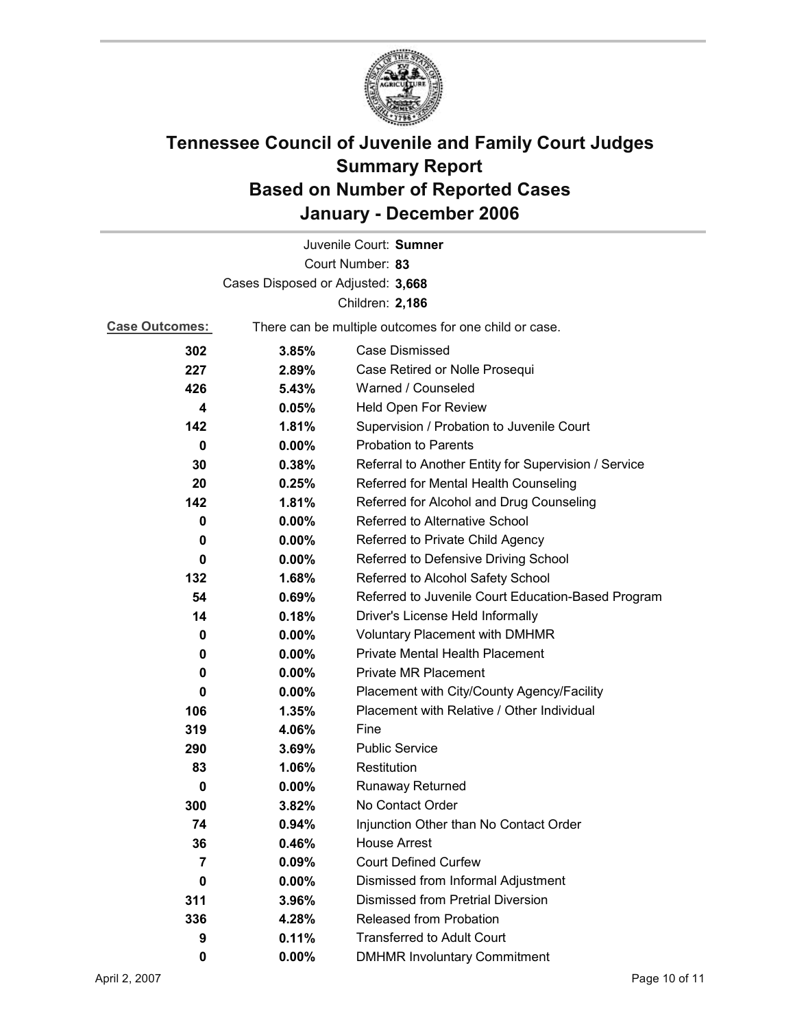# Tennessee Council of Juvenile and Family Court Judges Summary Report Based on Number of Reported Cases January - December 2006

Juvenile Court: **Sumner**

Court Number: **83**

Cases Disposed or Adjusted: **3,668**

Children: **2,186**

**Case Outcomes:** There can be multiple outcomes for one child or case.

| | | |
|---|---|---|
| 302 | 3.85% | Case Dismissed |
| 227 | 2.89% | Case Retired or Nolle Prosequi |
| 426 | 5.43% | Warned / Counseled |
| 4 | 0.05% | Held Open For Review |
| 142 | 1.81% | Supervision / Probation to Juvenile Court |
| 0 | 0.00% | Probation to Parents |
| 30 | 0.38% | Referral to Another Entity for Supervision / Service |
| 20 | 0.25% | Referred for Mental Health Counseling |
| 142 | 1.81% | Referred for Alcohol and Drug Counseling |
| 0 | 0.00% | Referred to Alternative School |
| 0 | 0.00% | Referred to Private Child Agency |
| 0 | 0.00% | Referred to Defensive Driving School |
| 132 | 1.68% | Referred to Alcohol Safety School |
| 54 | 0.69% | Referred to Juvenile Court Education-Based Program |
| 14 | 0.18% | Driver's License Held Informally |
| 0 | 0.00% | Voluntary Placement with DMHMR |
| 0 | 0.00% | Private Mental Health Placement |
| 0 | 0.00% | Private MR Placement |
| 0 | 0.00% | Placement with City/County Agency/Facility |
| 106 | 1.35% | Placement with Relative / Other Individual |
| 319 | 4.06% | Fine |
| 290 | 3.69% | Public Service |
| 83 | 1.06% | Restitution |
| 0 | 0.00% | Runaway Returned |
| 300 | 3.82% | No Contact Order |
| 74 | 0.94% | Injunction Other than No Contact Order |
| 36 | 0.46% | House Arrest |
| 7 | 0.09% | Court Defined Curfew |
| 0 | 0.00% | Dismissed from Informal Adjustment |
| 311 | 3.96% | Dismissed from Pretrial Diversion |
| 336 | 4.28% | Released from Probation |
| 9 | 0.11% | Transferred to Adult Court |
| 0 | 0.00% | DMHMR Involuntary Commitment |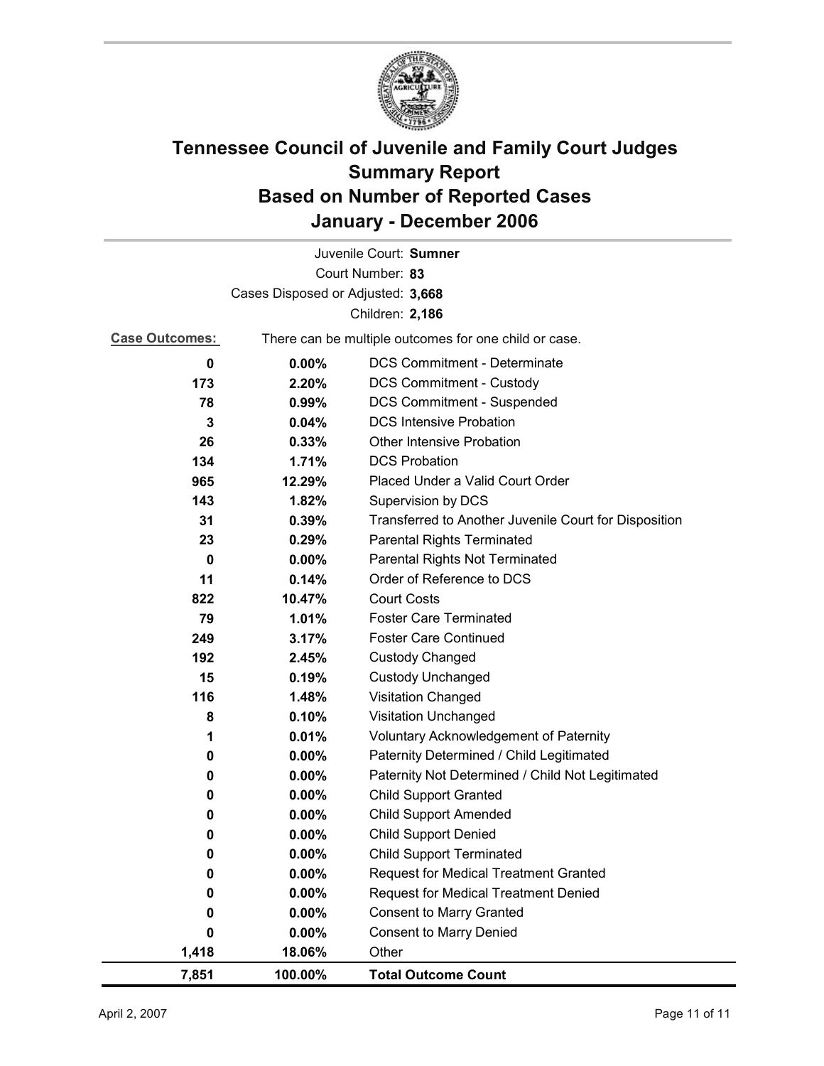# Tennessee Council of Juvenile and Family Court Judges
## Summary Report
## Based on Number of Reported Cases
## January - December 2006

Juvenile Court: **Sumner**

Court Number: **83**

Cases Disposed or Adjusted: **3,668**

Children: **2,186**

**Case Outcomes:** There can be multiple outcomes for one child or case.

| | | |
|---|---|---|
| **0** | **0.00%** | DCS Commitment - Determinate |
| **173** | **2.20%** | DCS Commitment - Custody |
| **78** | **0.99%** | DCS Commitment - Suspended |
| **3** | **0.04%** | DCS Intensive Probation |
| **26** | **0.33%** | Other Intensive Probation |
| **134** | **1.71%** | DCS Probation |
| **965** | **12.29%** | Placed Under a Valid Court Order |
| **143** | **1.82%** | Supervision by DCS |
| **31** | **0.39%** | Transferred to Another Juvenile Court for Disposition |
| **23** | **0.29%** | Parental Rights Terminated |
| **0** | **0.00%** | Parental Rights Not Terminated |
| **11** | **0.14%** | Order of Reference to DCS |
| **822** | **10.47%** | Court Costs |
| **79** | **1.01%** | Foster Care Terminated |
| **249** | **3.17%** | Foster Care Continued |
| **192** | **2.45%** | Custody Changed |
| **15** | **0.19%** | Custody Unchanged |
| **116** | **1.48%** | Visitation Changed |
| **8** | **0.10%** | Visitation Unchanged |
| **1** | **0.01%** | Voluntary Acknowledgement of Paternity |
| **0** | **0.00%** | Paternity Determined / Child Legitimated |
| **0** | **0.00%** | Paternity Not Determined / Child Not Legitimated |
| **0** | **0.00%** | Child Support Granted |
| **0** | **0.00%** | Child Support Amended |
| **0** | **0.00%** | Child Support Denied |
| **0** | **0.00%** | Child Support Terminated |
| **0** | **0.00%** | Request for Medical Treatment Granted |
| **0** | **0.00%** | Request for Medical Treatment Denied |
| **0** | **0.00%** | Consent to Marry Granted |
| **0** | **0.00%** | Consent to Marry Denied |
| **1,418** | **18.06%** | Other |
| **7,851** | **100.00%** | **Total Outcome Count** |

April 2, 2007